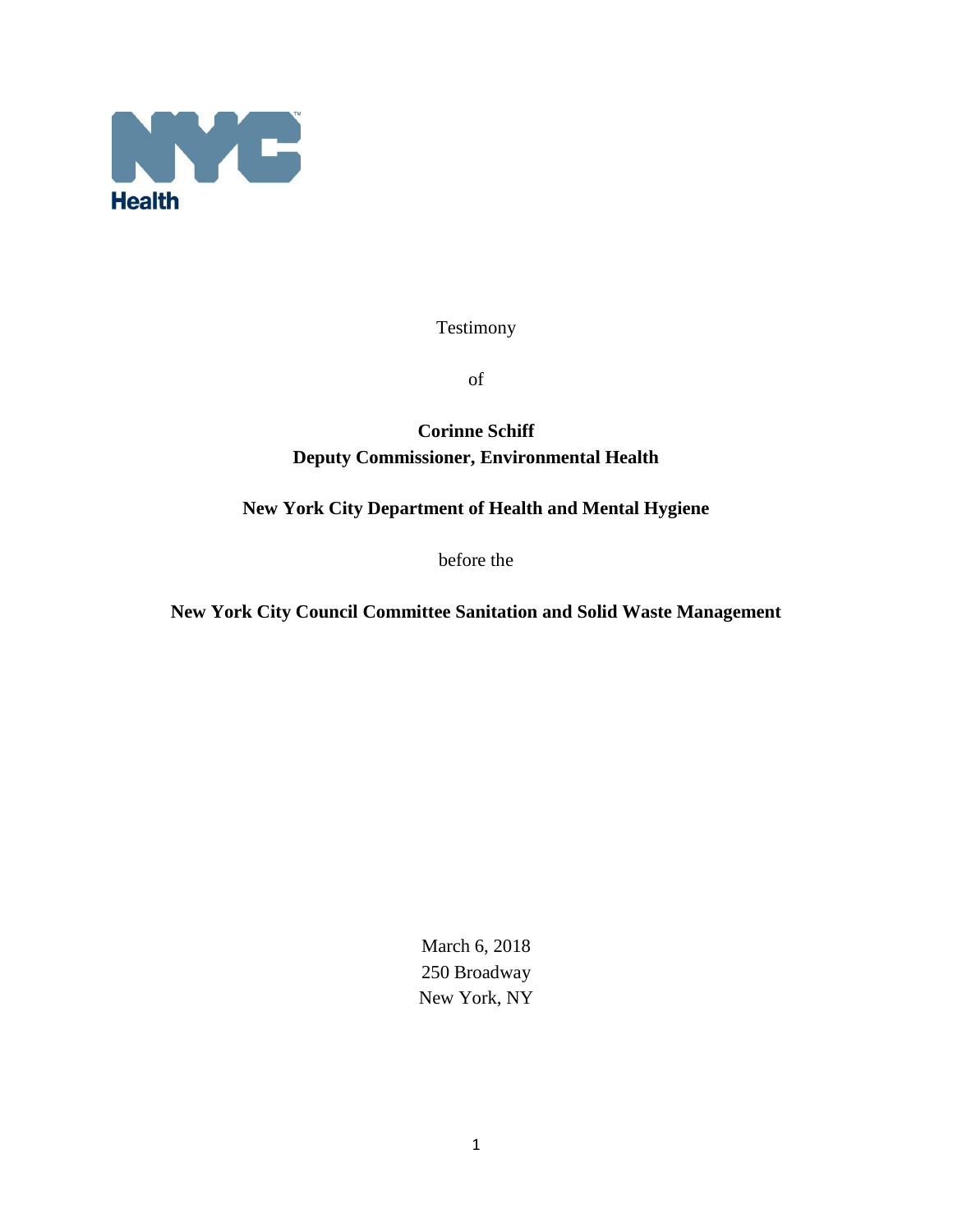NYC Health

Testimony

of

**Corinne Schiff**
**Deputy Commissioner, Environmental Health**

**New York City Department of Health and Mental Hygiene**

before the

**New York City Council Committee Sanitation and Solid Waste Management**

March 6, 2018
250 Broadway
New York, NY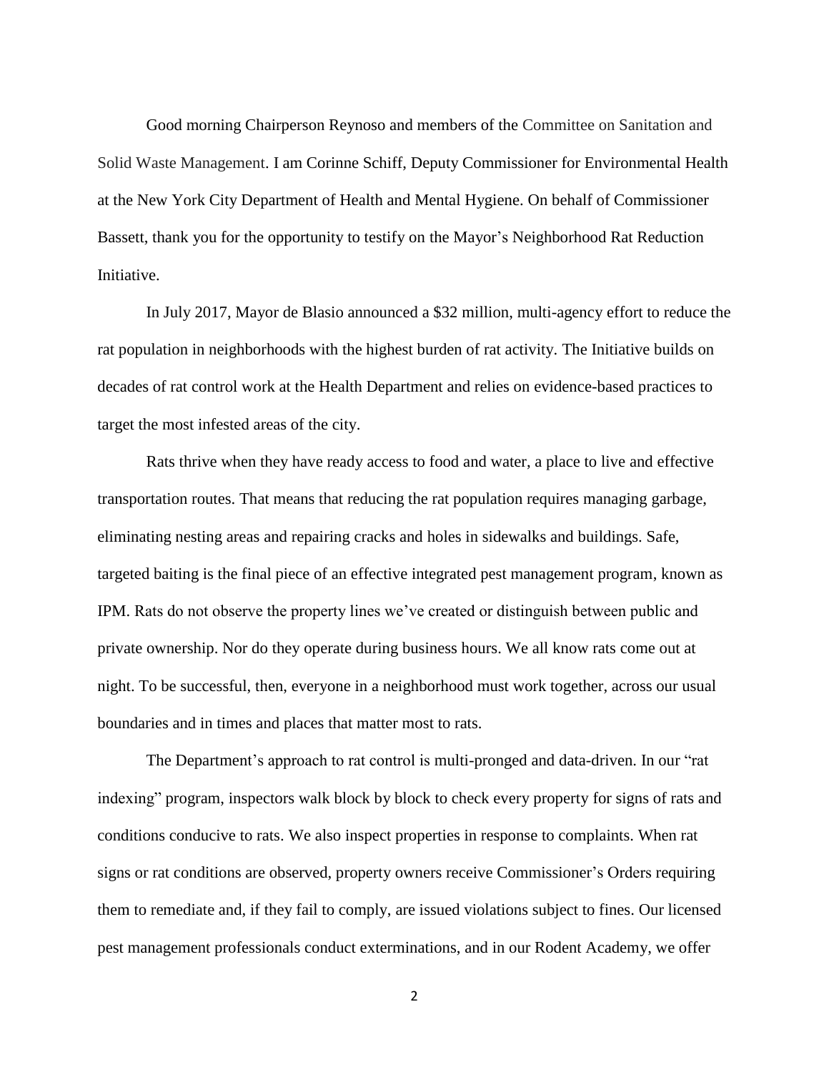Good morning Chairperson Reynoso and members of the Committee on Sanitation and Solid Waste Management. I am Corinne Schiff, Deputy Commissioner for Environmental Health at the New York City Department of Health and Mental Hygiene. On behalf of Commissioner Bassett, thank you for the opportunity to testify on the Mayor's Neighborhood Rat Reduction Initiative.

In July 2017, Mayor de Blasio announced a $32 million, multi-agency effort to reduce the rat population in neighborhoods with the highest burden of rat activity. The Initiative builds on decades of rat control work at the Health Department and relies on evidence-based practices to target the most infested areas of the city.

Rats thrive when they have ready access to food and water, a place to live and effective transportation routes. That means that reducing the rat population requires managing garbage, eliminating nesting areas and repairing cracks and holes in sidewalks and buildings. Safe, targeted baiting is the final piece of an effective integrated pest management program, known as IPM. Rats do not observe the property lines we've created or distinguish between public and private ownership. Nor do they operate during business hours. We all know rats come out at night. To be successful, then, everyone in a neighborhood must work together, across our usual boundaries and in times and places that matter most to rats.

The Department's approach to rat control is multi-pronged and data-driven. In our "rat indexing" program, inspectors walk block by block to check every property for signs of rats and conditions conducive to rats. We also inspect properties in response to complaints. When rat signs or rat conditions are observed, property owners receive Commissioner's Orders requiring them to remediate and, if they fail to comply, are issued violations subject to fines. Our licensed pest management professionals conduct exterminations, and in our Rodent Academy, we offer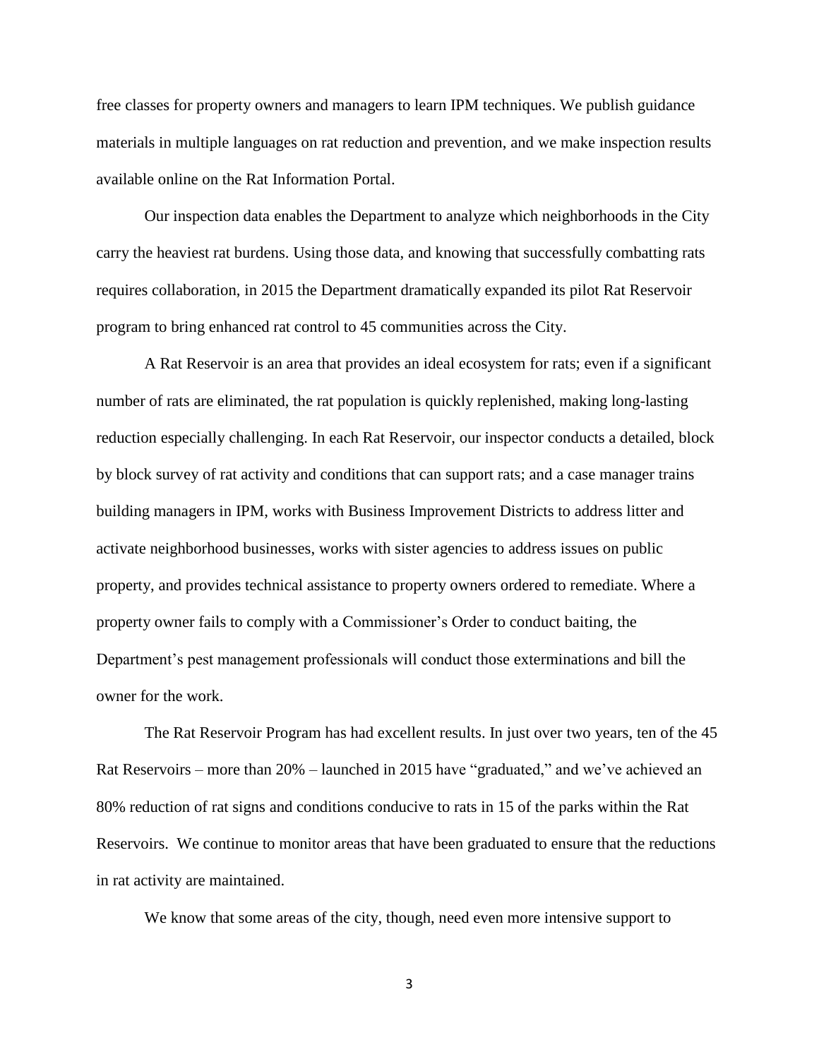free classes for property owners and managers to learn IPM techniques. We publish guidance materials in multiple languages on rat reduction and prevention, and we make inspection results available online on the Rat Information Portal.

Our inspection data enables the Department to analyze which neighborhoods in the City carry the heaviest rat burdens. Using those data, and knowing that successfully combatting rats requires collaboration, in 2015 the Department dramatically expanded its pilot Rat Reservoir program to bring enhanced rat control to 45 communities across the City.

A Rat Reservoir is an area that provides an ideal ecosystem for rats; even if a significant number of rats are eliminated, the rat population is quickly replenished, making long-lasting reduction especially challenging. In each Rat Reservoir, our inspector conducts a detailed, block by block survey of rat activity and conditions that can support rats; and a case manager trains building managers in IPM, works with Business Improvement Districts to address litter and activate neighborhood businesses, works with sister agencies to address issues on public property, and provides technical assistance to property owners ordered to remediate. Where a property owner fails to comply with a Commissioner's Order to conduct baiting, the Department's pest management professionals will conduct those exterminations and bill the owner for the work.

The Rat Reservoir Program has had excellent results. In just over two years, ten of the 45 Rat Reservoirs – more than 20% – launched in 2015 have "graduated," and we've achieved an 80% reduction of rat signs and conditions conducive to rats in 15 of the parks within the Rat Reservoirs. We continue to monitor areas that have been graduated to ensure that the reductions in rat activity are maintained.

We know that some areas of the city, though, need even more intensive support to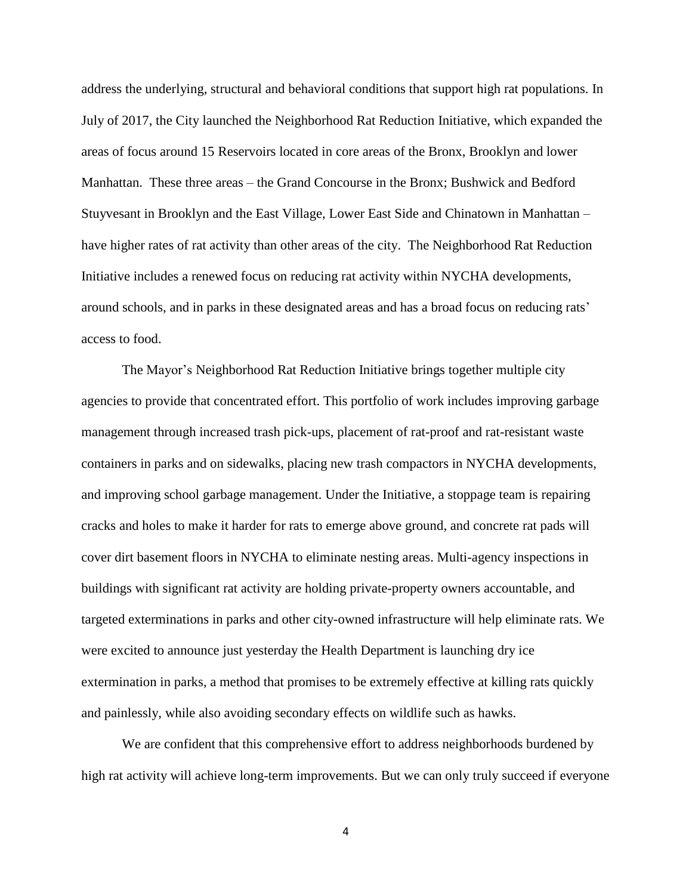address the underlying, structural and behavioral conditions that support high rat populations. In July of 2017, the City launched the Neighborhood Rat Reduction Initiative, which expanded the areas of focus around 15 Reservoirs located in core areas of the Bronx, Brooklyn and lower Manhattan. These three areas – the Grand Concourse in the Bronx; Bushwick and Bedford Stuyvesant in Brooklyn and the East Village, Lower East Side and Chinatown in Manhattan – have higher rates of rat activity than other areas of the city. The Neighborhood Rat Reduction Initiative includes a renewed focus on reducing rat activity within NYCHA developments, around schools, and in parks in these designated areas and has a broad focus on reducing rats' access to food.

The Mayor's Neighborhood Rat Reduction Initiative brings together multiple city agencies to provide that concentrated effort. This portfolio of work includes improving garbage management through increased trash pick-ups, placement of rat-proof and rat-resistant waste containers in parks and on sidewalks, placing new trash compactors in NYCHA developments, and improving school garbage management. Under the Initiative, a stoppage team is repairing cracks and holes to make it harder for rats to emerge above ground, and concrete rat pads will cover dirt basement floors in NYCHA to eliminate nesting areas. Multi-agency inspections in buildings with significant rat activity are holding private-property owners accountable, and targeted exterminations in parks and other city-owned infrastructure will help eliminate rats. We were excited to announce just yesterday the Health Department is launching dry ice extermination in parks, a method that promises to be extremely effective at killing rats quickly and painlessly, while also avoiding secondary effects on wildlife such as hawks.

We are confident that this comprehensive effort to address neighborhoods burdened by high rat activity will achieve long-term improvements. But we can only truly succeed if everyone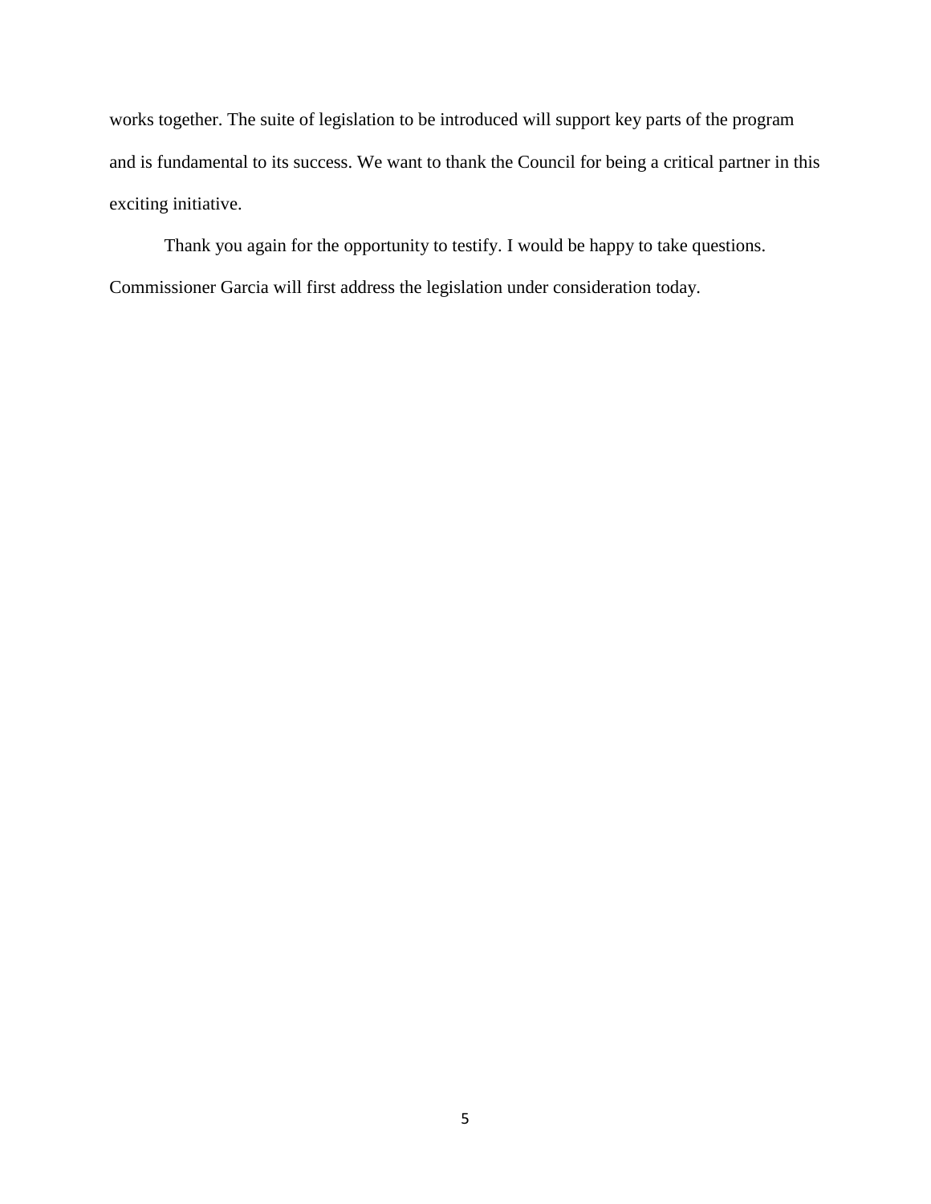works together. The suite of legislation to be introduced will support key parts of the program and is fundamental to its success. We want to thank the Council for being a critical partner in this exciting initiative.

Thank you again for the opportunity to testify. I would be happy to take questions. Commissioner Garcia will first address the legislation under consideration today.